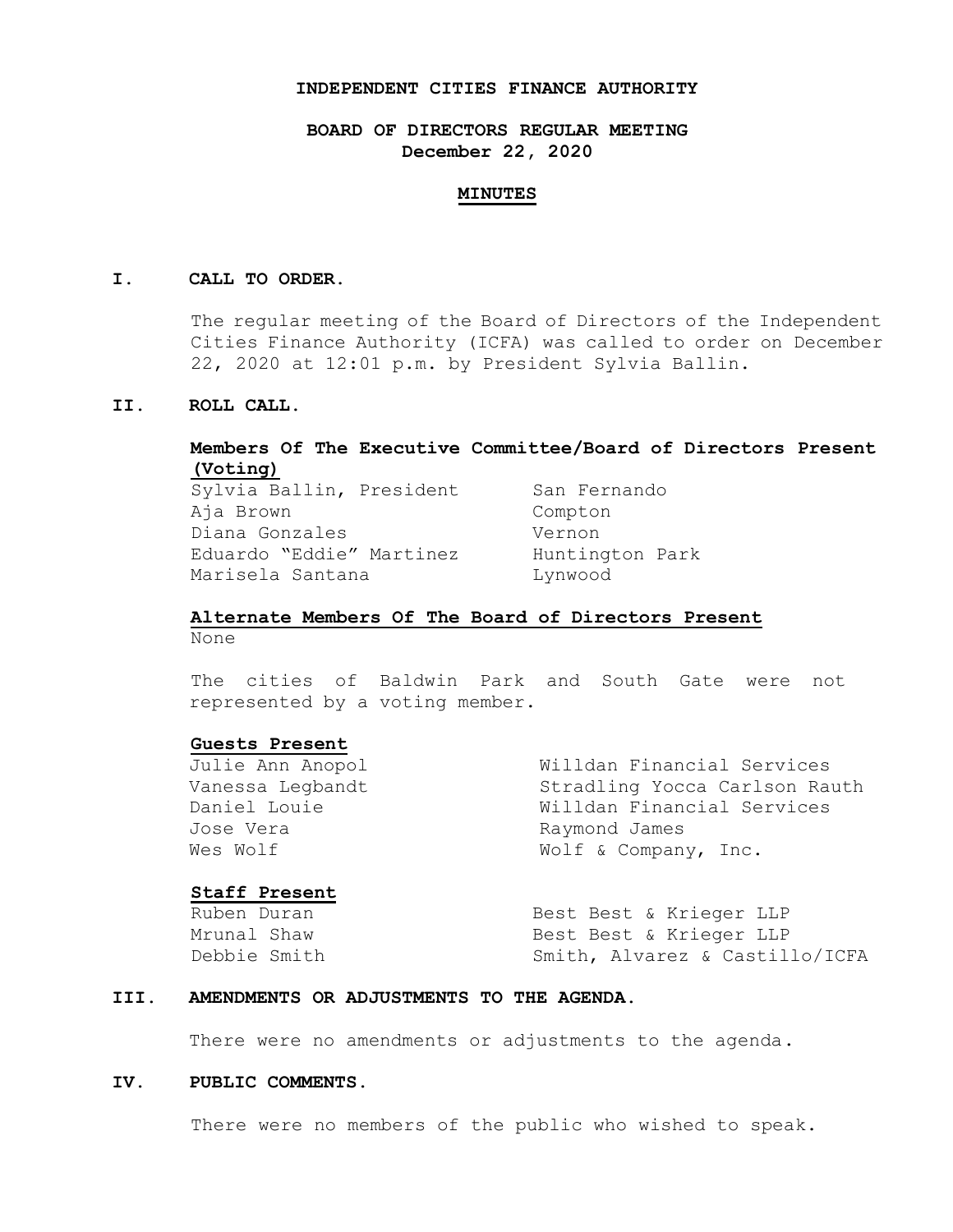# INDEPENDENT CITIES FINANCE AUTHORITY

## BOARD OF DIRECTORS REGULAR MEETING
**December 22, 2020**

**MINUTES**

### I. CALL TO ORDER.

The regular meeting of the Board of Directors of the Independent Cities Finance Authority (ICFA) was called to order on December 22, 2020 at 12:01 p.m. by President Sylvia Ballin.

### II. ROLL CALL.

**Members Of The Executive Committee/Board of Directors Present (Voting)**

| | |
|---|---|
| Sylvia Ballin, President | San Fernando |
| Aja Brown | Compton |
| Diana Gonzales | Vernon |
| Eduardo "Eddie" Martinez | Huntington Park |
| Marisela Santana | Lynwood |

**Alternate Members Of The Board of Directors Present**

None

The cities of Baldwin Park and South Gate were not represented by a voting member.

**Guests Present**

| | |
|---|---|
| Julie Ann Anopol | Willdan Financial Services |
| Vanessa Legbandt | Stradling Yocca Carlson Rauth |
| Daniel Louie | Willdan Financial Services |
| Jose Vera | Raymond James |
| Wes Wolf | Wolf & Company, Inc. |

**Staff Present**

| | |
|---|---|
| Ruben Duran | Best Best & Krieger LLP |
| Mrunal Shaw | Best Best & Krieger LLP |
| Debbie Smith | Smith, Alvarez & Castillo/ICFA |

### III. AMENDMENTS OR ADJUSTMENTS TO THE AGENDA.

There were no amendments or adjustments to the agenda.

### IV. PUBLIC COMMENTS.

There were no members of the public who wished to speak.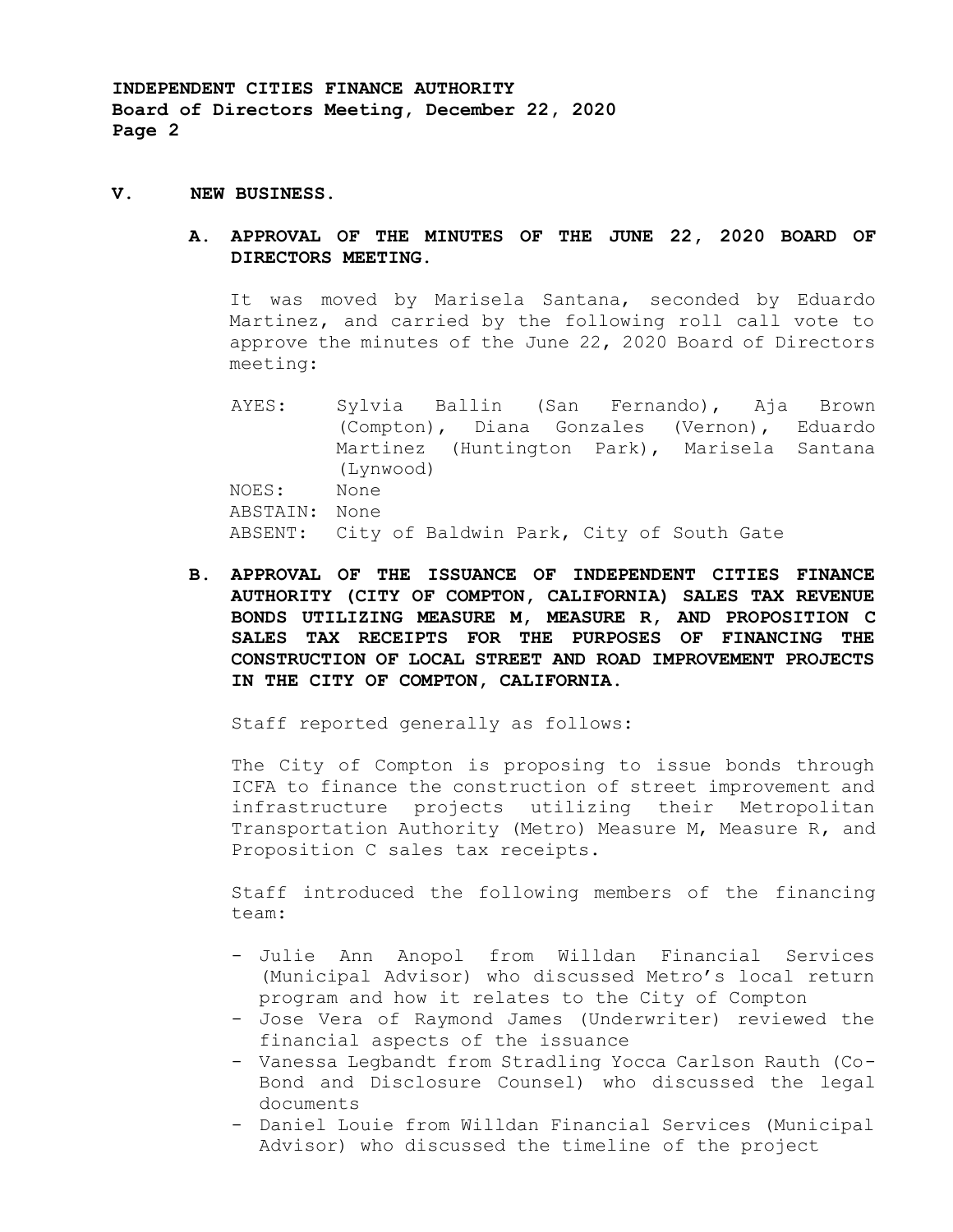## V. NEW BUSINESS.

### A. APPROVAL OF THE MINUTES OF THE JUNE 22, 2020 BOARD OF DIRECTORS MEETING.

It was moved by Marisela Santana, seconded by Eduardo Martinez, and carried by the following roll call vote to approve the minutes of the June 22, 2020 Board of Directors meeting:

AYES: Sylvia Ballin (San Fernando), Aja Brown (Compton), Diana Gonzales (Vernon), Eduardo Martinez (Huntington Park), Marisela Santana (Lynwood)
NOES: None
ABSTAIN: None
ABSENT: City of Baldwin Park, City of South Gate

### B. APPROVAL OF THE ISSUANCE OF INDEPENDENT CITIES FINANCE AUTHORITY (CITY OF COMPTON, CALIFORNIA) SALES TAX REVENUE BONDS UTILIZING MEASURE M, MEASURE R, AND PROPOSITION C SALES TAX RECEIPTS FOR THE PURPOSES OF FINANCING THE CONSTRUCTION OF LOCAL STREET AND ROAD IMPROVEMENT PROJECTS IN THE CITY OF COMPTON, CALIFORNIA.

Staff reported generally as follows:

The City of Compton is proposing to issue bonds through ICFA to finance the construction of street improvement and infrastructure projects utilizing their Metropolitan Transportation Authority (Metro) Measure M, Measure R, and Proposition C sales tax receipts.

Staff introduced the following members of the financing team:

- Julie Ann Anopol from Willdan Financial Services (Municipal Advisor) who discussed Metro's local return program and how it relates to the City of Compton
- Jose Vera of Raymond James (Underwriter) reviewed the financial aspects of the issuance
- Vanessa Legbandt from Stradling Yocca Carlson Rauth (Co-Bond and Disclosure Counsel) who discussed the legal documents
- Daniel Louie from Willdan Financial Services (Municipal Advisor) who discussed the timeline of the project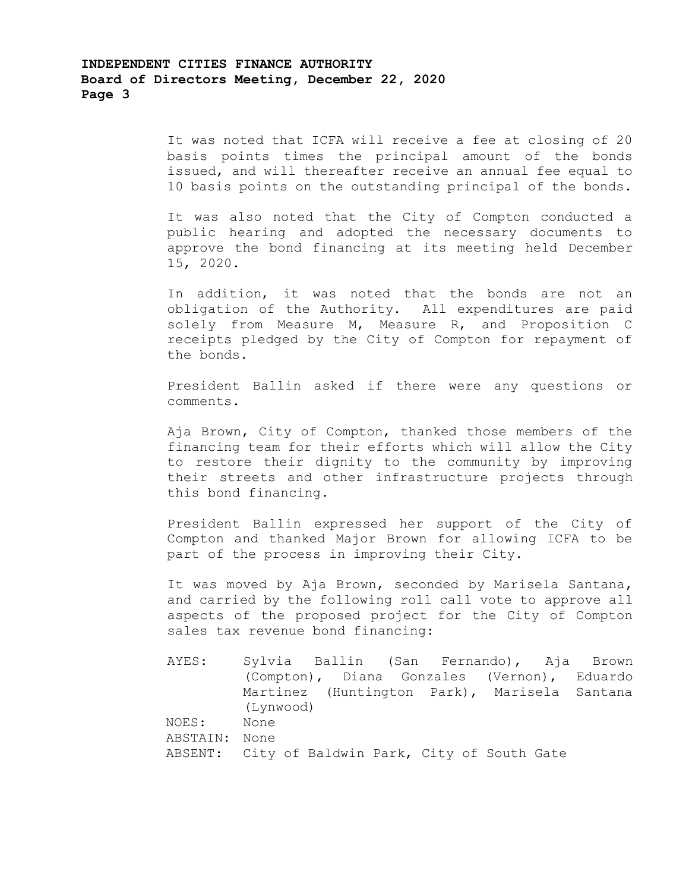It was noted that ICFA will receive a fee at closing of 20 basis points times the principal amount of the bonds issued, and will thereafter receive an annual fee equal to 10 basis points on the outstanding principal of the bonds.

It was also noted that the City of Compton conducted a public hearing and adopted the necessary documents to approve the bond financing at its meeting held December 15, 2020.

In addition, it was noted that the bonds are not an obligation of the Authority. All expenditures are paid solely from Measure M, Measure R, and Proposition C receipts pledged by the City of Compton for repayment of the bonds.

President Ballin asked if there were any questions or comments.

Aja Brown, City of Compton, thanked those members of the financing team for their efforts which will allow the City to restore their dignity to the community by improving their streets and other infrastructure projects through this bond financing.

President Ballin expressed her support of the City of Compton and thanked Major Brown for allowing ICFA to be part of the process in improving their City.

It was moved by Aja Brown, seconded by Marisela Santana, and carried by the following roll call vote to approve all aspects of the proposed project for the City of Compton sales tax revenue bond financing:

AYES: Sylvia Ballin (San Fernando), Aja Brown (Compton), Diana Gonzales (Vernon), Eduardo Martinez (Huntington Park), Marisela Santana (Lynwood)
NOES: None
ABSTAIN: None
ABSENT: City of Baldwin Park, City of South Gate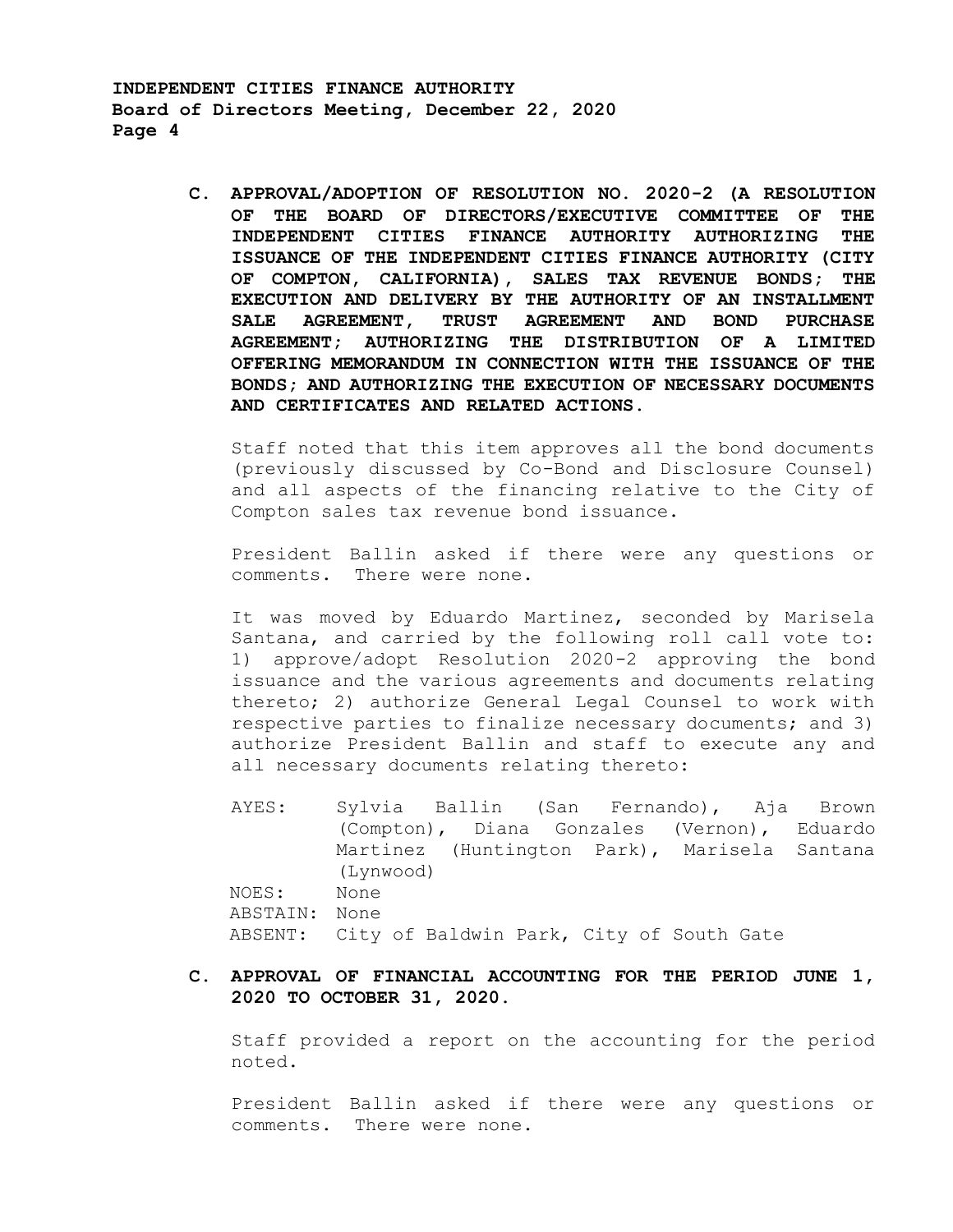**C. APPROVAL/ADOPTION OF RESOLUTION NO. 2020-2 (A RESOLUTION OF THE BOARD OF DIRECTORS/EXECUTIVE COMMITTEE OF THE INDEPENDENT CITIES FINANCE AUTHORITY AUTHORIZING THE ISSUANCE OF THE INDEPENDENT CITIES FINANCE AUTHORITY (CITY OF COMPTON, CALIFORNIA), SALES TAX REVENUE BONDS; THE EXECUTION AND DELIVERY BY THE AUTHORITY OF AN INSTALLMENT SALE AGREEMENT, TRUST AGREEMENT AND BOND PURCHASE AGREEMENT; AUTHORIZING THE DISTRIBUTION OF A LIMITED OFFERING MEMORANDUM IN CONNECTION WITH THE ISSUANCE OF THE BONDS; AND AUTHORIZING THE EXECUTION OF NECESSARY DOCUMENTS AND CERTIFICATES AND RELATED ACTIONS.**

Staff noted that this item approves all the bond documents (previously discussed by Co-Bond and Disclosure Counsel) and all aspects of the financing relative to the City of Compton sales tax revenue bond issuance.

President Ballin asked if there were any questions or comments. There were none.

It was moved by Eduardo Martinez, seconded by Marisela Santana, and carried by the following roll call vote to: 1) approve/adopt Resolution 2020-2 approving the bond issuance and the various agreements and documents relating thereto; 2) authorize General Legal Counsel to work with respective parties to finalize necessary documents; and 3) authorize President Ballin and staff to execute any and all necessary documents relating thereto:

AYES: Sylvia Ballin (San Fernando), Aja Brown (Compton), Diana Gonzales (Vernon), Eduardo Martinez (Huntington Park), Marisela Santana (Lynwood)
NOES: None
ABSTAIN: None
ABSENT: City of Baldwin Park, City of South Gate

**C. APPROVAL OF FINANCIAL ACCOUNTING FOR THE PERIOD JUNE 1, 2020 TO OCTOBER 31, 2020.**

Staff provided a report on the accounting for the period noted.

President Ballin asked if there were any questions or comments. There were none.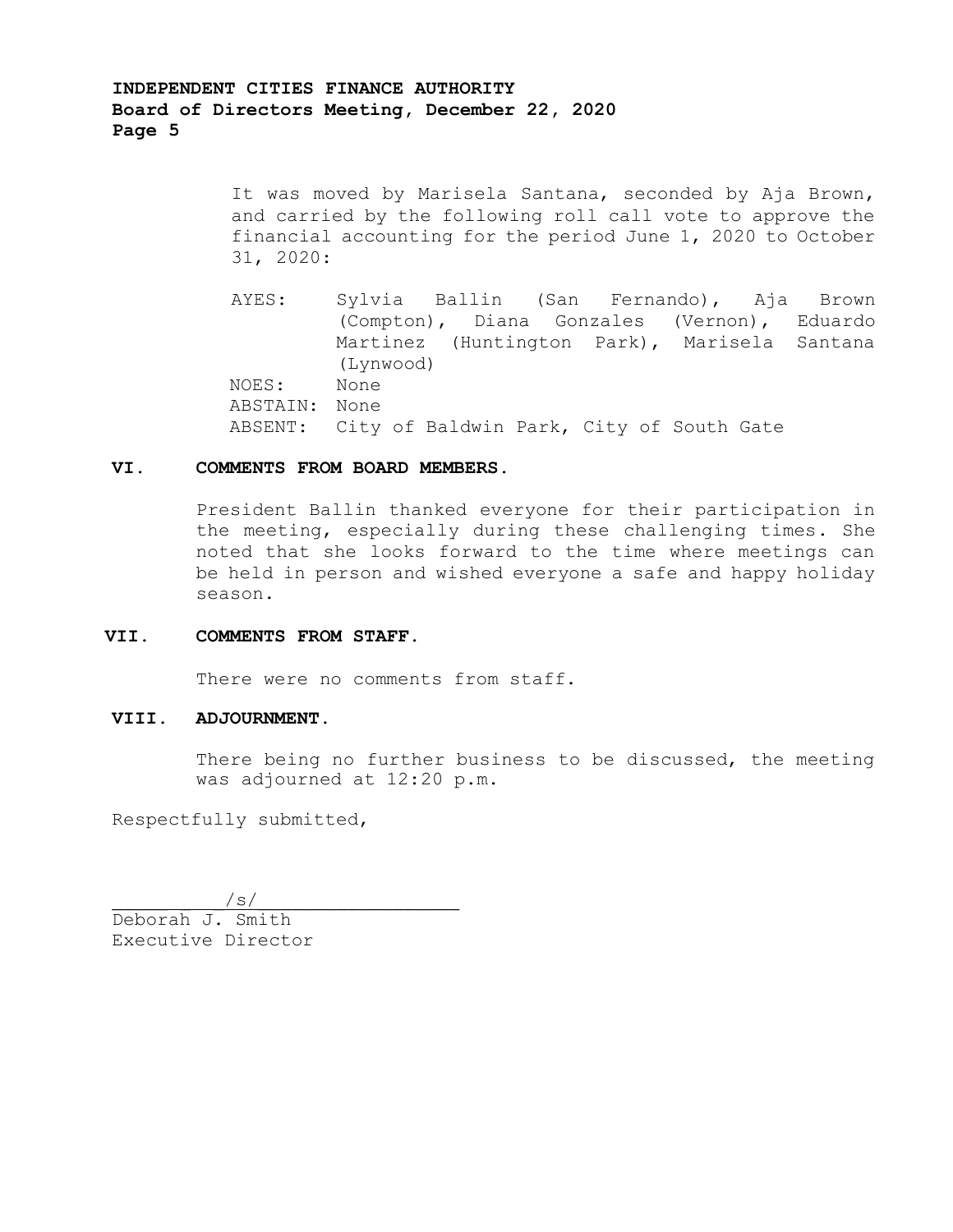It was moved by Marisela Santana, seconded by Aja Brown, and carried by the following roll call vote to approve the financial accounting for the period June 1, 2020 to October 31, 2020:

AYES: Sylvia Ballin (San Fernando), Aja Brown (Compton), Diana Gonzales (Vernon), Eduardo Martinez (Huntington Park), Marisela Santana (Lynwood)
NOES: None
ABSTAIN: None
ABSENT: City of Baldwin Park, City of South Gate

## VI. COMMENTS FROM BOARD MEMBERS.

President Ballin thanked everyone for their participation in the meeting, especially during these challenging times. She noted that she looks forward to the time where meetings can be held in person and wished everyone a safe and happy holiday season.

## VII. COMMENTS FROM STAFF.

There were no comments from staff.

## VIII. ADJOURNMENT.

There being no further business to be discussed, the meeting was adjourned at 12:20 p.m.

Respectfully submitted,

/s/
Deborah J. Smith
Executive Director